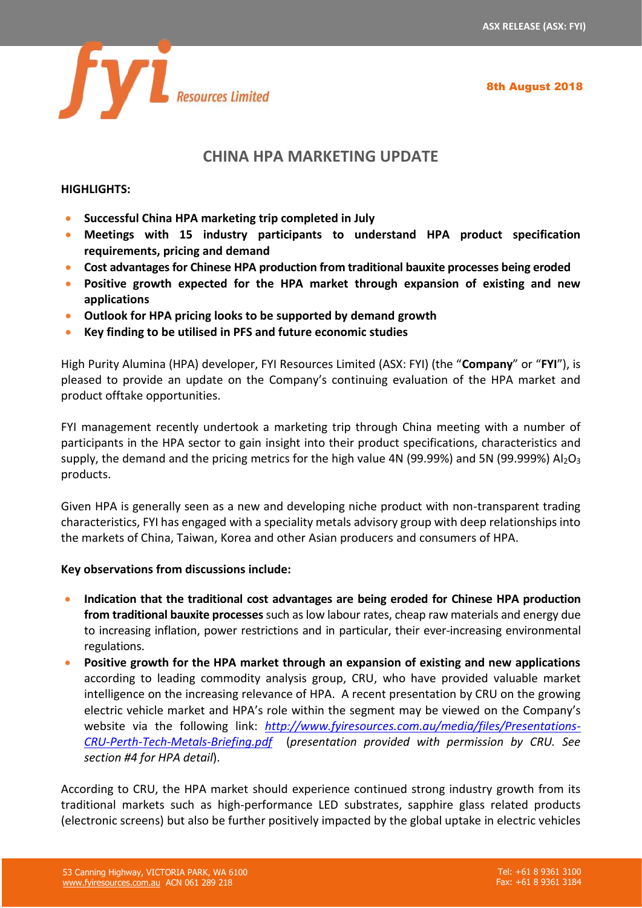ASX RELEASE (ASX: FYI)

fyi Resources Limited

**8th August 2018**

# CHINA HPA MARKETING UPDATE

**HIGHLIGHTS:**

- **Successful China HPA marketing trip completed in July**
- **Meetings with 15 industry participants to understand HPA product specification requirements, pricing and demand**
- **Cost advantages for Chinese HPA production from traditional bauxite processes being eroded**
- **Positive growth expected for the HPA market through expansion of existing and new applications**
- **Outlook for HPA pricing looks to be supported by demand growth**
- **Key finding to be utilised in PFS and future economic studies**

High Purity Alumina (HPA) developer, FYI Resources Limited (ASX: FYI) (the "**Company**" or "**FYI**"), is pleased to provide an update on the Company's continuing evaluation of the HPA market and product offtake opportunities.

FYI management recently undertook a marketing trip through China meeting with a number of participants in the HPA sector to gain insight into their product specifications, characteristics and supply, the demand and the pricing metrics for the high value 4N (99.99%) and 5N (99.999%) $Al_2O_3$ products.

Given HPA is generally seen as a new and developing niche product with non-transparent trading characteristics, FYI has engaged with a speciality metals advisory group with deep relationships into the markets of China, Taiwan, Korea and other Asian producers and consumers of HPA.

**Key observations from discussions include:**

- **Indication that the traditional cost advantages are being eroded for Chinese HPA production from traditional bauxite processes** such as low labour rates, cheap raw materials and energy due to increasing inflation, power restrictions and in particular, their ever-increasing environmental regulations.
- **Positive growth for the HPA market through an expansion of existing and new applications** according to leading commodity analysis group, CRU, who have provided valuable market intelligence on the increasing relevance of HPA. A recent presentation by CRU on the growing electric vehicle market and HPA's role within the segment may be viewed on the Company's website via the following link: *http://www.fyiresources.com.au/media/files/Presentations-CRU-Perth-Tech-Metals-Briefing.pdf* (*presentation provided with permission by CRU. See section #4 for HPA detail*).

According to CRU, the HPA market should experience continued strong industry growth from its traditional markets such as high-performance LED substrates, sapphire glass related products (electronic screens) but also be further positively impacted by the global uptake in electric vehicles

53 Canning Highway, VICTORIA PARK, WA 6100
www.fyiresources.com.au ACN 061 289 218

Tel: +61 8 9361 3100
Fax: +61 8 9361 3184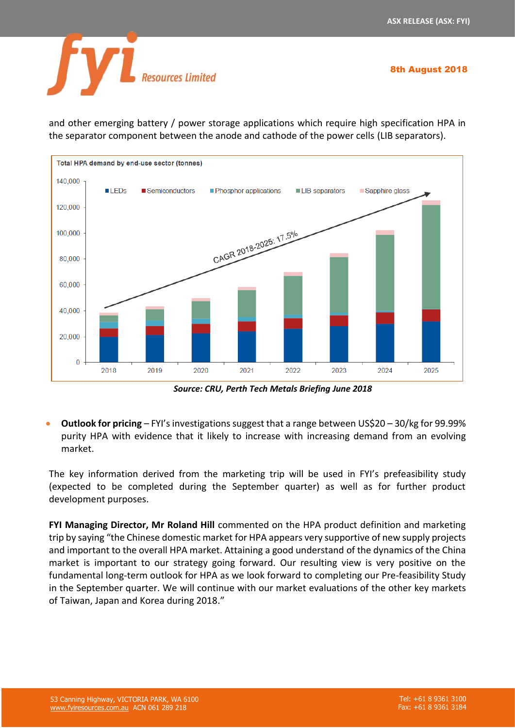and other emerging battery / power storage applications which require high specification HPA in the separator component between the anode and cathode of the power cells (LIB separators).

*Source: CRU, Perth Tech Metals Briefing June 2018*

- **Outlook for pricing** – FYI's investigations suggest that a range between US$20 – 30/kg for 99.99% purity HPA with evidence that it likely to increase with increasing demand from an evolving market.

The key information derived from the marketing trip will be used in FYI's prefeasibility study (expected to be completed during the September quarter) as well as for further product development purposes.

**FYI Managing Director, Mr Roland Hill** commented on the HPA product definition and marketing trip by saying "the Chinese domestic market for HPA appears very supportive of new supply projects and important to the overall HPA market. Attaining a good understand of the dynamics of the China market is important to our strategy going forward. Our resulting view is very positive on the fundamental long-term outlook for HPA as we look forward to completing our Pre-feasibility Study in the September quarter. We will continue with our market evaluations of the other key markets of Taiwan, Japan and Korea during 2018."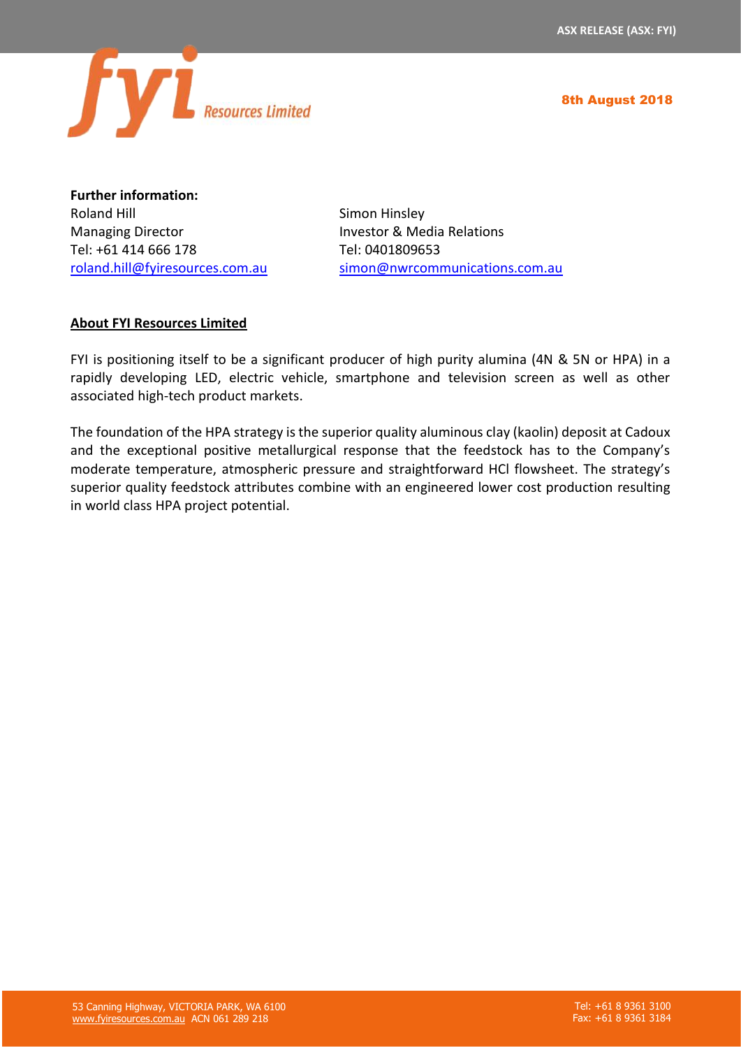**Further information:**

Roland Hill
Managing Director
Tel: +61 414 666 178
roland.hill@fyiresources.com.au

Simon Hinsley
Investor & Media Relations
Tel: 0401809653
simon@nwrcommunications.com.au

## About FYI Resources Limited

FYI is positioning itself to be a significant producer of high purity alumina (4N & 5N or HPA) in a rapidly developing LED, electric vehicle, smartphone and television screen as well as other associated high-tech product markets.

The foundation of the HPA strategy is the superior quality aluminous clay (kaolin) deposit at Cadoux and the exceptional positive metallurgical response that the feedstock has to the Company's moderate temperature, atmospheric pressure and straightforward HCl flowsheet. The strategy's superior quality feedstock attributes combine with an engineered lower cost production resulting in world class HPA project potential.